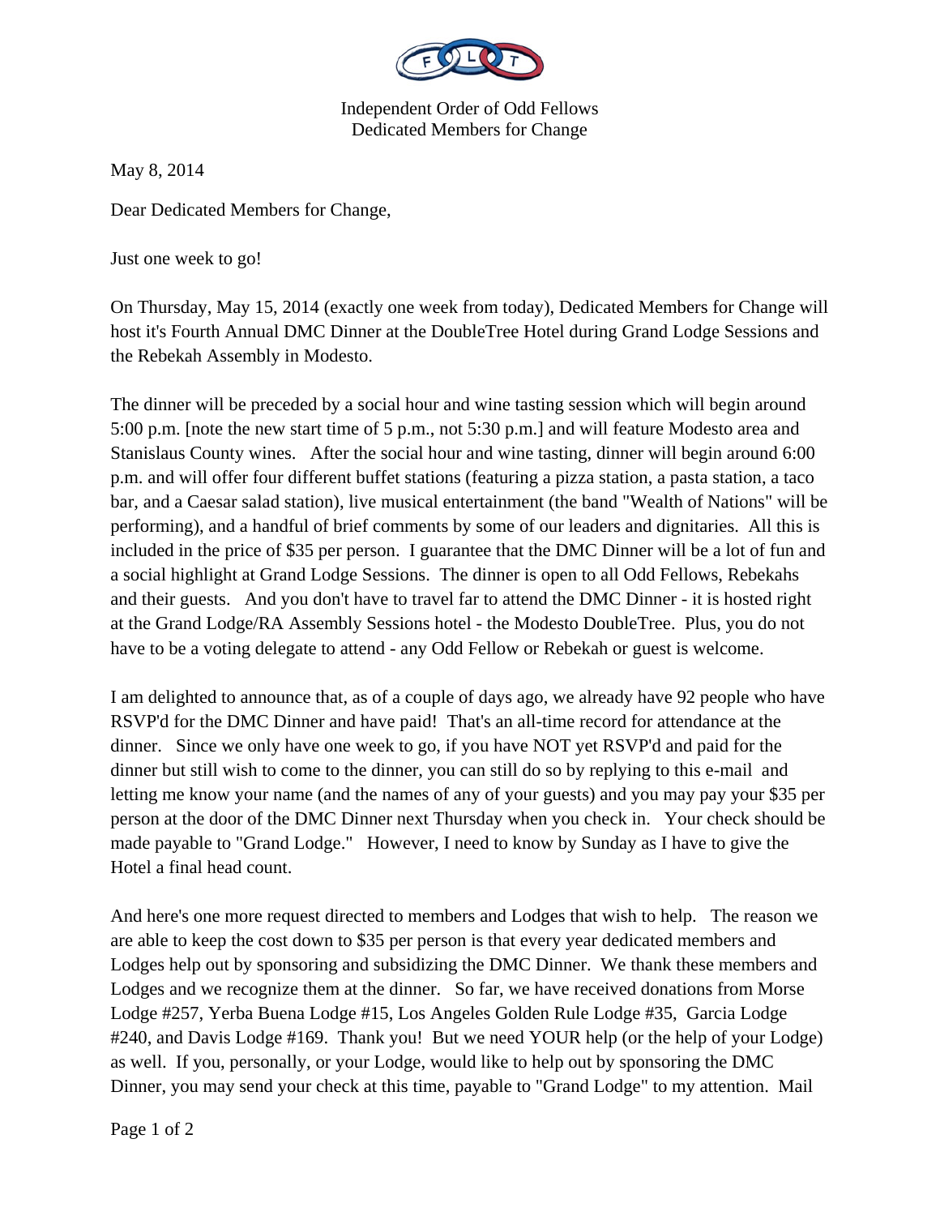Independent Order of Odd Fellows
Dedicated Members for Change

May 8, 2014

Dear Dedicated Members for Change,

Just one week to go!

On Thursday, May 15, 2014 (exactly one week from today), Dedicated Members for Change will host it's Fourth Annual DMC Dinner at the DoubleTree Hotel during Grand Lodge Sessions and the Rebekah Assembly in Modesto.

The dinner will be preceded by a social hour and wine tasting session which will begin around 5:00 p.m. [note the new start time of 5 p.m., not 5:30 p.m.] and will feature Modesto area and Stanislaus County wines. After the social hour and wine tasting, dinner will begin around 6:00 p.m. and will offer four different buffet stations (featuring a pizza station, a pasta station, a taco bar, and a Caesar salad station), live musical entertainment (the band "Wealth of Nations" will be performing), and a handful of brief comments by some of our leaders and dignitaries. All this is included in the price of $35 per person. I guarantee that the DMC Dinner will be a lot of fun and a social highlight at Grand Lodge Sessions. The dinner is open to all Odd Fellows, Rebekahs and their guests. And you don't have to travel far to attend the DMC Dinner - it is hosted right at the Grand Lodge/RA Assembly Sessions hotel - the Modesto DoubleTree. Plus, you do not have to be a voting delegate to attend - any Odd Fellow or Rebekah or guest is welcome.

I am delighted to announce that, as of a couple of days ago, we already have 92 people who have RSVP'd for the DMC Dinner and have paid! That's an all-time record for attendance at the dinner. Since we only have one week to go, if you have NOT yet RSVP'd and paid for the dinner but still wish to come to the dinner, you can still do so by replying to this e-mail and letting me know your name (and the names of any of your guests) and you may pay your $35 per person at the door of the DMC Dinner next Thursday when you check in. Your check should be made payable to "Grand Lodge." However, I need to know by Sunday as I have to give the Hotel a final head count.

And here's one more request directed to members and Lodges that wish to help. The reason we are able to keep the cost down to $35 per person is that every year dedicated members and Lodges help out by sponsoring and subsidizing the DMC Dinner. We thank these members and Lodges and we recognize them at the dinner. So far, we have received donations from Morse Lodge #257, Yerba Buena Lodge #15, Los Angeles Golden Rule Lodge #35, Garcia Lodge #240, and Davis Lodge #169. Thank you! But we need YOUR help (or the help of your Lodge) as well. If you, personally, or your Lodge, would like to help out by sponsoring the DMC Dinner, you may send your check at this time, payable to "Grand Lodge" to my attention. Mail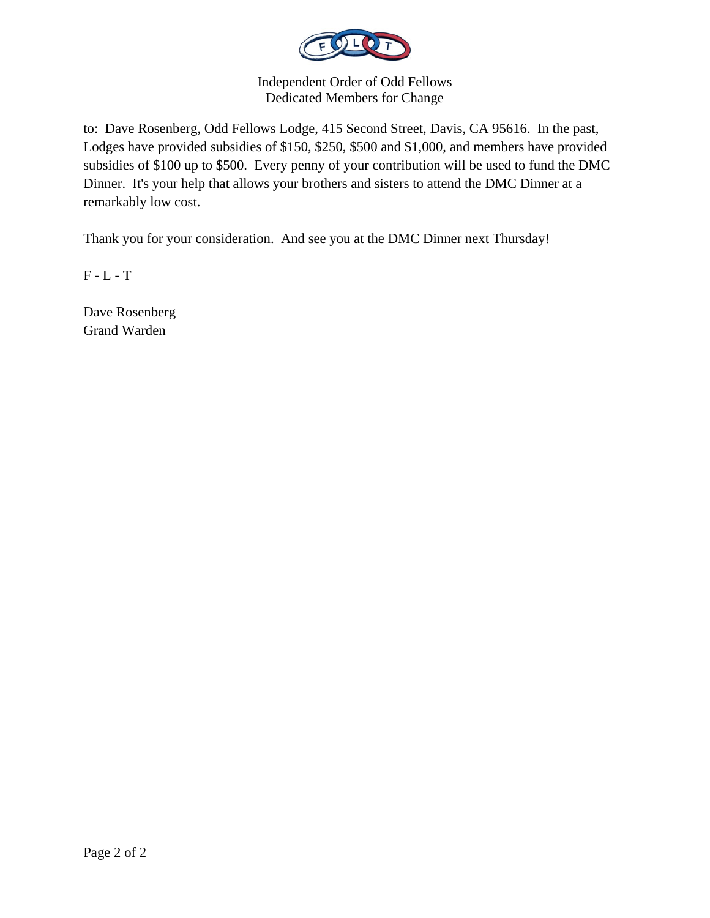Independent Order of Odd Fellows
Dedicated Members for Change

to: Dave Rosenberg, Odd Fellows Lodge, 415 Second Street, Davis, CA 95616. In the past, Lodges have provided subsidies of $150, $250, $500 and $1,000, and members have provided subsidies of $100 up to $500. Every penny of your contribution will be used to fund the DMC Dinner. It's your help that allows your brothers and sisters to attend the DMC Dinner at a remarkably low cost.

Thank you for your consideration. And see you at the DMC Dinner next Thursday!

F - L - T

Dave Rosenberg
Grand Warden